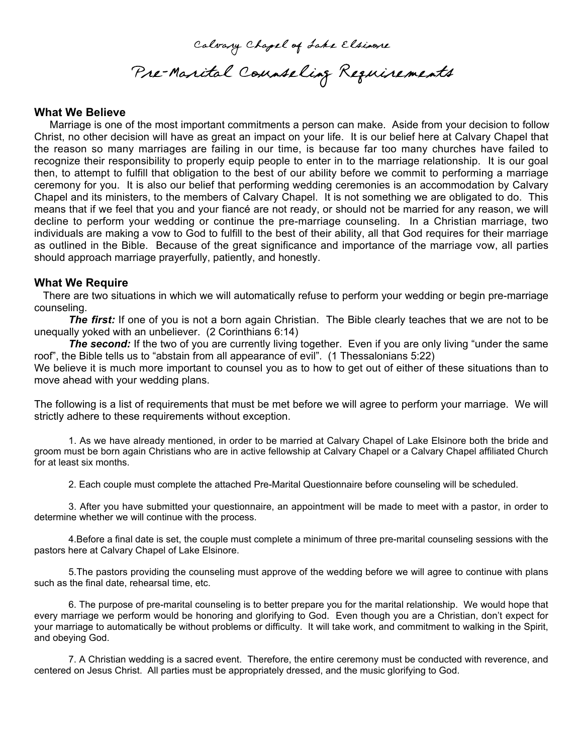# Calvary Chapel of Lake Elsinore

# Pre-Marital Counseling Requirements

## What We Believe

Marriage is one of the most important commitments a person can make. Aside from your decision to follow Christ, no other decision will have as great an impact on your life. It is our belief here at Calvary Chapel that the reason so many marriages are failing in our time, is because far too many churches have failed to recognize their responsibility to properly equip people to enter in to the marriage relationship. It is our goal then, to attempt to fulfill that obligation to the best of our ability before we commit to performing a marriage ceremony for you. It is also our belief that performing wedding ceremonies is an accommodation by Calvary Chapel and its ministers, to the members of Calvary Chapel. It is not something we are obligated to do. This means that if we feel that you and your fiancé are not ready, or should not be married for any reason, we will decline to perform your wedding or continue the pre-marriage counseling. In a Christian marriage, two individuals are making a vow to God to fulfill to the best of their ability, all that God requires for their marriage as outlined in the Bible. Because of the great significance and importance of the marriage vow, all parties should approach marriage prayerfully, patiently, and honestly.

## What We Require

There are two situations in which we will automatically refuse to perform your wedding or begin pre-marriage counseling.

***The first:*** If one of you is not a born again Christian. The Bible clearly teaches that we are not to be unequally yoked with an unbeliever. (2 Corinthians 6:14)

***The second:*** If the two of you are currently living together. Even if you are only living "under the same roof", the Bible tells us to "abstain from all appearance of evil". (1 Thessalonians 5:22)

We believe it is much more important to counsel you as to how to get out of either of these situations than to move ahead with your wedding plans.

The following is a list of requirements that must be met before we will agree to perform your marriage. We will strictly adhere to these requirements without exception.

1. As we have already mentioned, in order to be married at Calvary Chapel of Lake Elsinore both the bride and groom must be born again Christians who are in active fellowship at Calvary Chapel or a Calvary Chapel affiliated Church for at least six months.

2. Each couple must complete the attached Pre-Marital Questionnaire before counseling will be scheduled.

3. After you have submitted your questionnaire, an appointment will be made to meet with a pastor, in order to determine whether we will continue with the process.

4. Before a final date is set, the couple must complete a minimum of three pre-marital counseling sessions with the pastors here at Calvary Chapel of Lake Elsinore.

5. The pastors providing the counseling must approve of the wedding before we will agree to continue with plans such as the final date, rehearsal time, etc.

6. The purpose of pre-marital counseling is to better prepare you for the marital relationship. We would hope that every marriage we perform would be honoring and glorifying to God. Even though you are a Christian, don't expect for your marriage to automatically be without problems or difficulty. It will take work, and commitment to walking in the Spirit, and obeying God.

7. A Christian wedding is a sacred event. Therefore, the entire ceremony must be conducted with reverence, and centered on Jesus Christ. All parties must be appropriately dressed, and the music glorifying to God.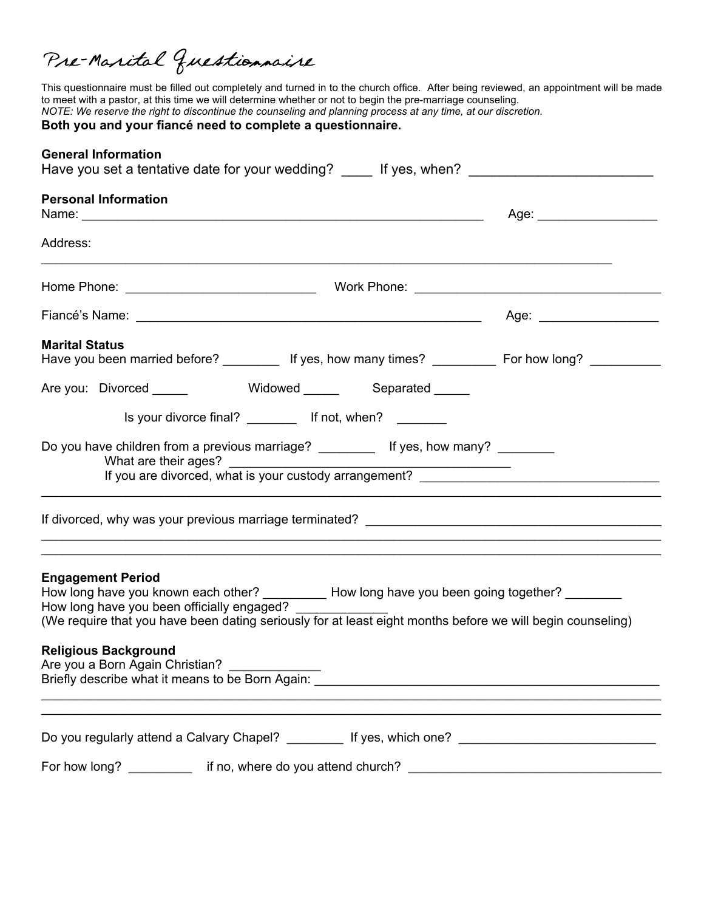# Pre-Marital Questionnaire

This questionnaire must be filled out completely and turned in to the church office. After being reviewed, an appointment will be made to meet with a pastor, at this time we will determine whether or not to begin the pre-marriage counseling.
*NOTE: We reserve the right to discontinue the counseling and planning process at any time, at our discretion.*
**Both you and your fiancé need to complete a questionnaire.**

**General Information**
Have you set a tentative date for your wedding? ____ If yes, when? ________________________

**Personal Information**
Name: ___________________________________________________________ Age: ________________

Address:
___________________________________________________________________________________

Home Phone: ___________________________ Work Phone: ___________________________________

Fiancé's Name: __________________________________________________ Age: ________________

**Marital Status**
Have you been married before? ________ If yes, how many times? _________ For how long? __________

Are you: Divorced _____ Widowed _____ Separated _____

Is your divorce final? _______ If not, when? _______

Do you have children from a previous marriage? ________ If yes, how many? ________
What are their ages? ________________________________________
If you are divorced, what is your custody arrangement? _________________________________
___________________________________________________________________________________

If divorced, why was your previous marriage terminated? __________________________________________
___________________________________________________________________________________
___________________________________________________________________________________

**Engagement Period**
How long have you known each other? _________ How long have you been going together? ________
How long have you been officially engaged? ____________
(We require that you have been dating seriously for at least eight months before we will begin counseling)

**Religious Background**
Are you a Born Again Christian? ____________
Briefly describe what it means to be Born Again: _________________________________________________
___________________________________________________________________________________
___________________________________________________________________________________

Do you regularly attend a Calvary Chapel? ________ If yes, which one? ____________________________

For how long? _________ if no, where do you attend church? ___________________________________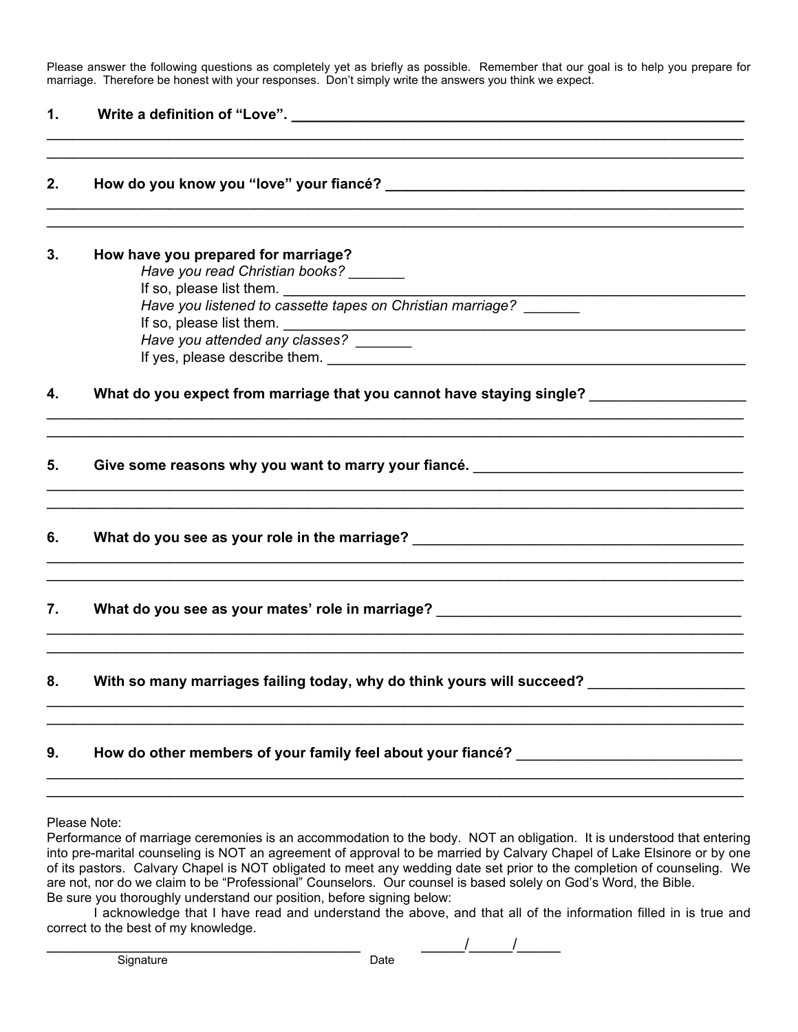Please answer the following questions as completely yet as briefly as possible. Remember that our goal is to help you prepare for marriage. Therefore be honest with your responses. Don't simply write the answers you think we expect.

**1. Write a definition of "Love".** ____________________________________________

____________________________________________________________________________

____________________________________________________________________________

**2. How do you know you "love" your fiancé?** ____________________________________

____________________________________________________________________________

____________________________________________________________________________

**3. How have you prepared for marriage?**

*Have you read Christian books?* _______

If so, please list them. ____________________________________________

*Have you listened to cassette tapes on Christian marriage?* _______

If so, please list them. ____________________________________________

*Have you attended any classes?* _______

If yes, please describe them. ________________________________________

**4. What do you expect from marriage that you cannot have staying single?** ______________

____________________________________________________________________________

____________________________________________________________________________

**5. Give some reasons why you want to marry your fiancé.** __________________________

____________________________________________________________________________

____________________________________________________________________________

**6. What do you see as your role in the marriage?** ________________________________

____________________________________________________________________________

____________________________________________________________________________

**7. What do you see as your mates' role in marriage?** _____________________________

____________________________________________________________________________

____________________________________________________________________________

**8. With so many marriages failing today, why do think yours will succeed?** ______________

____________________________________________________________________________

____________________________________________________________________________

**9. How do other members of your family feel about your fiancé?** ______________________

____________________________________________________________________________

____________________________________________________________________________

Please Note:
Performance of marriage ceremonies is an accommodation to the body. NOT an obligation. It is understood that entering into pre-marital counseling is NOT an agreement of approval to be married by Calvary Chapel of Lake Elsinore or by one of its pastors. Calvary Chapel is NOT obligated to meet any wedding date set prior to the completion of counseling. We are not, nor do we claim to be "Professional" Counselors. Our counsel is based solely on God's Word, the Bible.
Be sure you thoroughly understand our position, before signing below:

I acknowledge that I have read and understand the above, and that all of the information filled in is true and correct to the best of my knowledge.

________________________________________ ______/______/______

Signature Date